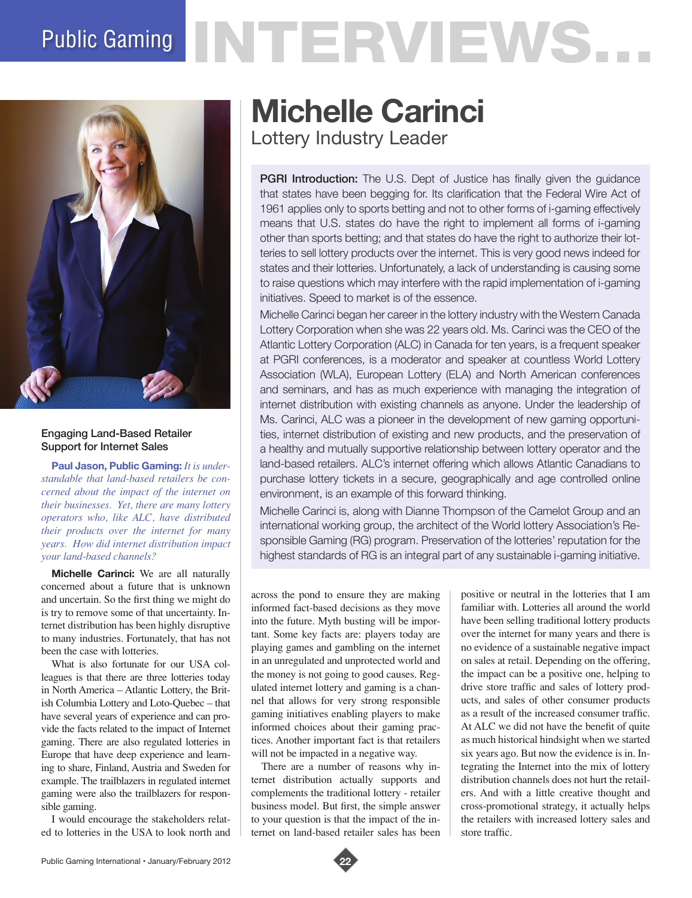# Michelle Carinci

## Lottery Industry Leader

**PGRI Introduction:** The U.S. Dept of Justice has finally given the guidance that states have been begging for. Its clarification that the Federal Wire Act of 1961 applies only to sports betting and not to other forms of i-gaming effectively means that U.S. states do have the right to implement all forms of i-gaming other than sports betting; and that states do have the right to authorize their lotteries to sell lottery products over the internet. This is very good news indeed for states and their lotteries. Unfortunately, a lack of understanding is causing some to raise questions which may interfere with the rapid implementation of i-gaming initiatives. Speed to market is of the essence.

Michelle Carinci began her career in the lottery industry with the Western Canada Lottery Corporation when she was 22 years old. Ms. Carinci was the CEO of the Atlantic Lottery Corporation (ALC) in Canada for ten years, is a frequent speaker at PGRI conferences, is a moderator and speaker at countless World Lottery Association (WLA), European Lottery (ELA) and North American conferences and seminars, and has as much experience with managing the integration of internet distribution with existing channels as anyone. Under the leadership of Ms. Carinci, ALC was a pioneer in the development of new gaming opportunities, internet distribution of existing and new products, and the preservation of a healthy and mutually supportive relationship between lottery operator and the land-based retailers. ALC's internet offering which allows Atlantic Canadians to purchase lottery tickets in a secure, geographically and age controlled online environment, is an example of this forward thinking.

Michelle Carinci is, along with Dianne Thompson of the Camelot Group and an international working group, the architect of the World lottery Association's Responsible Gaming (RG) program. Preservation of the lotteries' reputation for the highest standards of RG is an integral part of any sustainable i-gaming initiative.

### Engaging Land-Based Retailer Support for Internet Sales

**Paul Jason, Public Gaming:** *It is understandable that land-based retailers be concerned about the impact of the internet on their businesses. Yet, there are many lottery operators who, like ALC, have distributed their products over the internet for many years. How did internet distribution impact your land-based channels?*

**Michelle Carinci:** We are all naturally concerned about a future that is unknown and uncertain. So the first thing we might do is try to remove some of that uncertainty. Internet distribution has been highly disruptive to many industries. Fortunately, that has not been the case with lotteries.

What is also fortunate for our USA colleagues is that there are three lotteries today in North America – Atlantic Lottery, the British Columbia Lottery and Loto-Quebec – that have several years of experience and can provide the facts related to the impact of Internet gaming. There are also regulated lotteries in Europe that have deep experience and learning to share, Finland, Austria and Sweden for example. The trailblazers in regulated internet gaming were also the trailblazers for responsible gaming.

I would encourage the stakeholders related to lotteries in the USA to look north and across the pond to ensure they are making informed fact-based decisions as they move into the future. Myth busting will be important. Some key facts are: players today are playing games and gambling on the internet in an unregulated and unprotected world and the money is not going to good causes. Regulated internet lottery and gaming is a channel that allows for very strong responsible gaming initiatives enabling players to make informed choices about their gaming practices. Another important fact is that retailers will not be impacted in a negative way.

There are a number of reasons why internet distribution actually supports and complements the traditional lottery - retailer business model. But first, the simple answer to your question is that the impact of the internet on land-based retailer sales has been positive or neutral in the lotteries that I am familiar with. Lotteries all around the world have been selling traditional lottery products over the internet for many years and there is no evidence of a sustainable negative impact on sales at retail. Depending on the offering, the impact can be a positive one, helping to drive store traffic and sales of lottery products, and sales of other consumer products as a result of the increased consumer traffic. At ALC we did not have the benefit of quite as much historical hindsight when we started six years ago. But now the evidence is in. Integrating the Internet into the mix of lottery distribution channels does not hurt the retailers. And with a little creative thought and cross-promotional strategy, it actually helps the retailers with increased lottery sales and store traffic.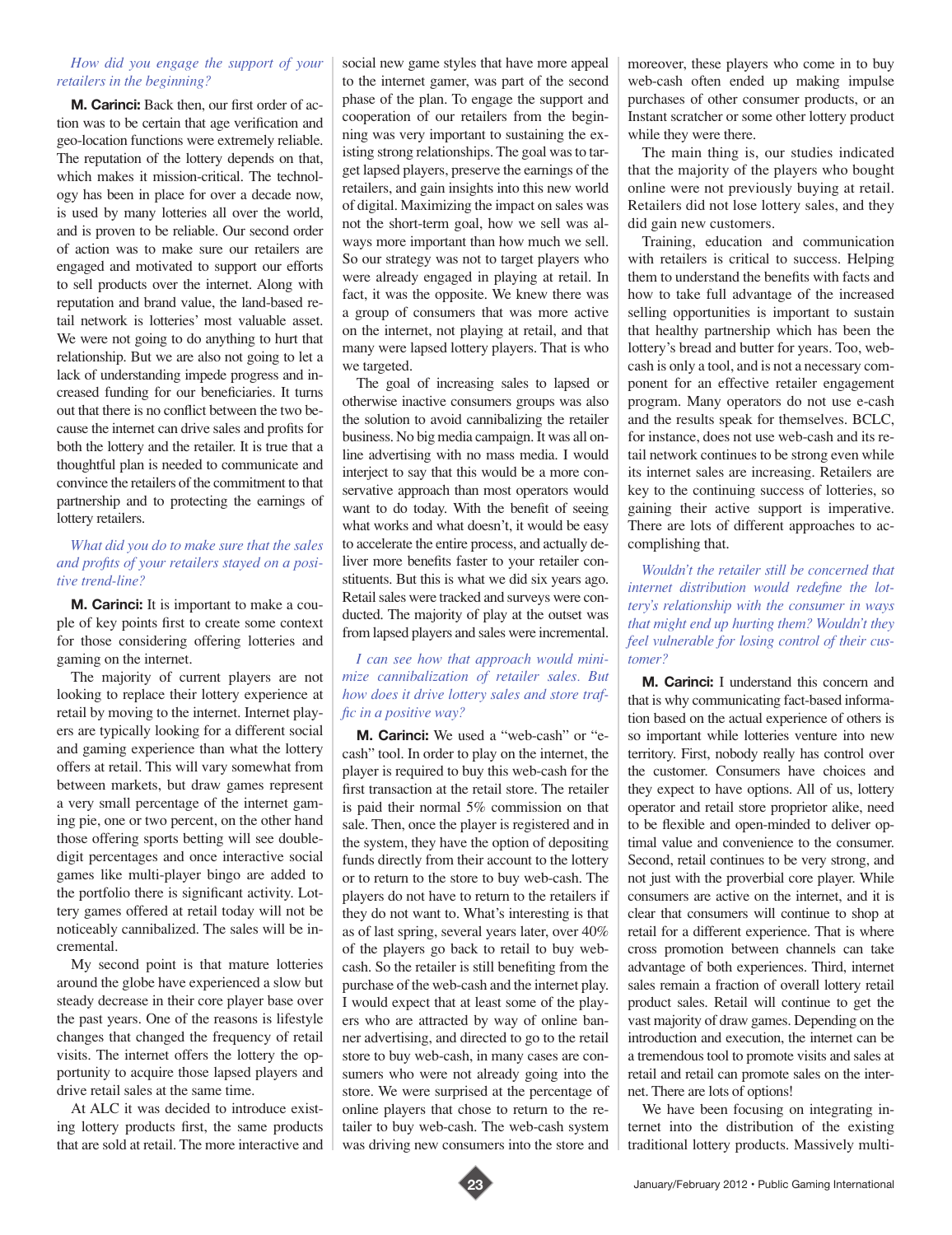*How did you engage the support of your retailers in the beginning?*

**M. Carinci:** Back then, our first order of action was to be certain that age verification and geo-location functions were extremely reliable. The reputation of the lottery depends on that, which makes it mission-critical. The technology has been in place for over a decade now, is used by many lotteries all over the world, and is proven to be reliable. Our second order of action was to make sure our retailers are engaged and motivated to support our efforts to sell products over the internet. Along with reputation and brand value, the land-based retail network is lotteries' most valuable asset. We were not going to do anything to hurt that relationship. But we are also not going to let a lack of understanding impede progress and increased funding for our beneficiaries. It turns out that there is no conflict between the two because the internet can drive sales and profits for both the lottery and the retailer. It is true that a thoughtful plan is needed to communicate and convince the retailers of the commitment to that partnership and to protecting the earnings of lottery retailers.

*What did you do to make sure that the sales and profits of your retailers stayed on a positive trend-line?*

**M. Carinci:** It is important to make a couple of key points first to create some context for those considering offering lotteries and gaming on the internet.

The majority of current players are not looking to replace their lottery experience at retail by moving to the internet. Internet players are typically looking for a different social and gaming experience than what the lottery offers at retail. This will vary somewhat from between markets, but draw games represent a very small percentage of the internet gaming pie, one or two percent, on the other hand those offering sports betting will see double-digit percentages and once interactive social games like multi-player bingo are added to the portfolio there is significant activity. Lottery games offered at retail today will not be noticeably cannibalized. The sales will be incremental.

My second point is that mature lotteries around the globe have experienced a slow but steady decrease in their core player base over the past years. One of the reasons is lifestyle changes that changed the frequency of retail visits. The internet offers the lottery the opportunity to acquire those lapsed players and drive retail sales at the same time.

At ALC it was decided to introduce existing lottery products first, the same products that are sold at retail. The more interactive and social new game styles that have more appeal to the internet gamer, was part of the second phase of the plan. To engage the support and cooperation of our retailers from the beginning was very important to sustaining the existing strong relationships. The goal was to target lapsed players, preserve the earnings of the retailers, and gain insights into this new world of digital. Maximizing the impact on sales was not the short-term goal, how we sell was always more important than how much we sell. So our strategy was not to target players who were already engaged in playing at retail. In fact, it was the opposite. We knew there was a group of consumers that was more active on the internet, not playing at retail, and that many were lapsed lottery players. That is who we targeted.

The goal of increasing sales to lapsed or otherwise inactive consumers groups was also the solution to avoid cannibalizing the retailer business. No big media campaign. It was all online advertising with no mass media. I would interject to say that this would be a more conservative approach than most operators would want to do today. With the benefit of seeing what works and what doesn't, it would be easy to accelerate the entire process, and actually deliver more benefits faster to your retailer constituents. But this is what we did six years ago. Retail sales were tracked and surveys were conducted. The majority of play at the outset was from lapsed players and sales were incremental.

*I can see how that approach would minimize cannibalization of retailer sales. But how does it drive lottery sales and store traffic in a positive way?*

**M. Carinci:** We used a "web-cash" or "e-cash" tool. In order to play on the internet, the player is required to buy this web-cash for the first transaction at the retail store. The retailer is paid their normal 5% commission on that sale. Then, once the player is registered and in the system, they have the option of depositing funds directly from their account to the lottery or to return to the store to buy web-cash. The players do not have to return to the retailers if they do not want to. What's interesting is that as of last spring, several years later, over 40% of the players go back to retail to buy web-cash. So the retailer is still benefiting from the purchase of the web-cash and the internet play. I would expect that at least some of the players who are attracted by way of online banner advertising, and directed to go to the retail store to buy web-cash, in many cases are consumers who were not already going into the store. We were surprised at the percentage of online players that chose to return to the retailer to buy web-cash. The web-cash system was driving new consumers into the store and moreover, these players who come in to buy web-cash often ended up making impulse purchases of other consumer products, or an Instant scratcher or some other lottery product while they were there.

The main thing is, our studies indicated that the majority of the players who bought online were not previously buying at retail. Retailers did not lose lottery sales, and they did gain new customers.

Training, education and communication with retailers is critical to success. Helping them to understand the benefits with facts and how to take full advantage of the increased selling opportunities is important to sustain that healthy partnership which has been the lottery's bread and butter for years. Too, web-cash is only a tool, and is not a necessary component for an effective retailer engagement program. Many operators do not use e-cash and the results speak for themselves. BCLC, for instance, does not use web-cash and its retail network continues to be strong even while its internet sales are increasing. Retailers are key to the continuing success of lotteries, so gaining their active support is imperative. There are lots of different approaches to accomplishing that.

*Wouldn't the retailer still be concerned that internet distribution would redefine the lottery's relationship with the consumer in ways that might end up hurting them? Wouldn't they feel vulnerable for losing control of their customer?*

**M. Carinci:** I understand this concern and that is why communicating fact-based information based on the actual experience of others is so important while lotteries venture into new territory. First, nobody really has control over the customer. Consumers have choices and they expect to have options. All of us, lottery operator and retail store proprietor alike, need to be flexible and open-minded to deliver optimal value and convenience to the consumer. Second, retail continues to be very strong, and not just with the proverbial core player. While consumers are active on the internet, and it is clear that consumers will continue to shop at retail for a different experience. That is where cross promotion between channels can take advantage of both experiences. Third, internet sales remain a fraction of overall lottery retail product sales. Retail will continue to get the vast majority of draw games. Depending on the introduction and execution, the internet can be a tremendous tool to promote visits and sales at retail and retail can promote sales on the internet. There are lots of options!

We have been focusing on integrating internet into the distribution of the existing traditional lottery products. Massively multi-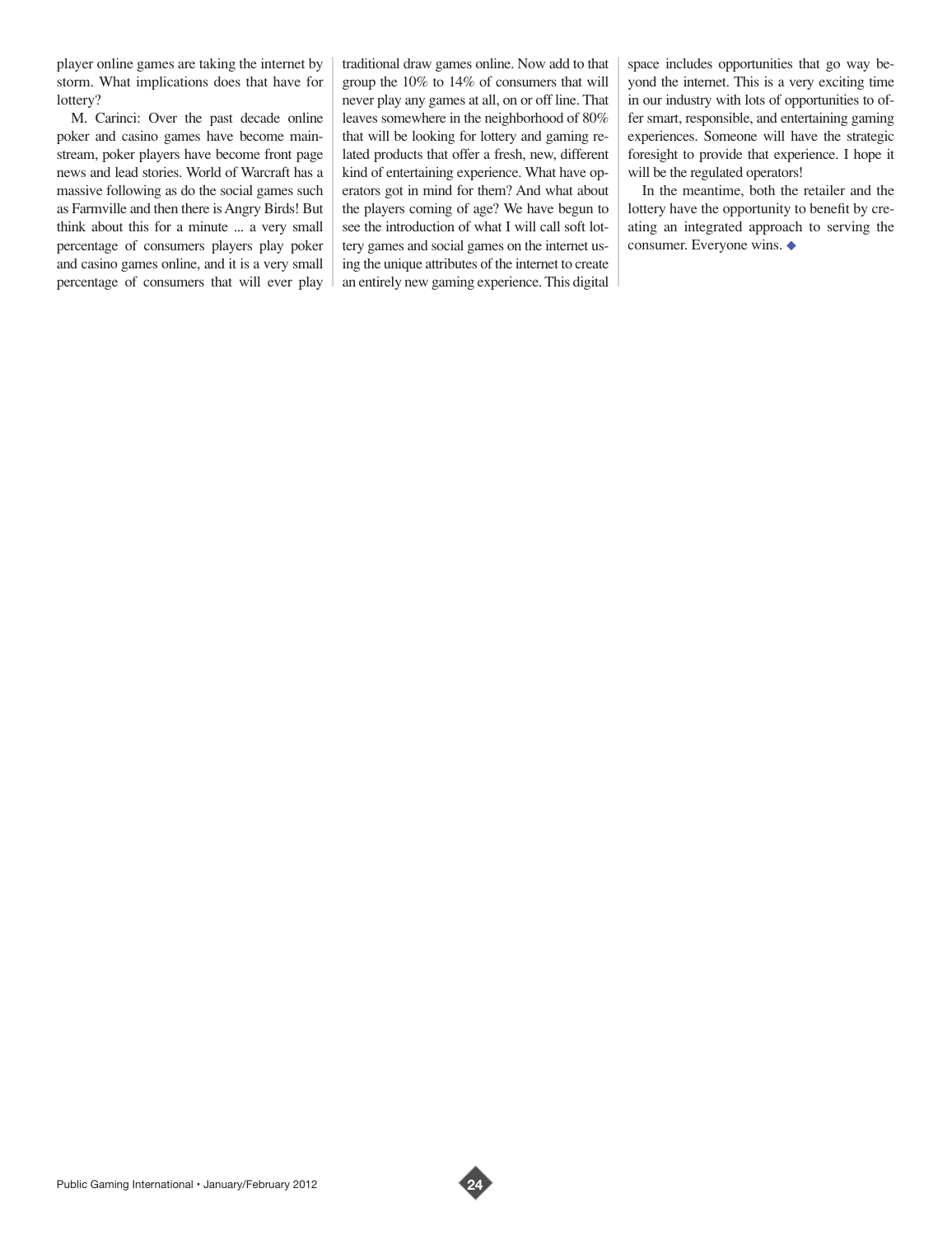player online games are taking the internet by storm. What implications does that have for lottery?

M. Carinci: Over the past decade online poker and casino games have become mainstream, poker players have become front page news and lead stories. World of Warcraft has a massive following as do the social games such as Farmville and then there is Angry Birds! But think about this for a minute ... a very small percentage of consumers players play poker and casino games online, and it is a very small percentage of consumers that will ever play traditional draw games online. Now add to that group the 10% to 14% of consumers that will never play any games at all, on or off line. That leaves somewhere in the neighborhood of 80% that will be looking for lottery and gaming related products that offer a fresh, new, different kind of entertaining experience. What have operators got in mind for them? And what about the players coming of age? We have begun to see the introduction of what I will call soft lottery games and social games on the internet using the unique attributes of the internet to create an entirely new gaming experience. This digital space includes opportunities that go way beyond the internet. This is a very exciting time in our industry with lots of opportunities to offer smart, responsible, and entertaining gaming experiences. Someone will have the strategic foresight to provide that experience. I hope it will be the regulated operators!

In the meantime, both the retailer and the lottery have the opportunity to benefit by creating an integrated approach to serving the consumer. Everyone wins. ◆